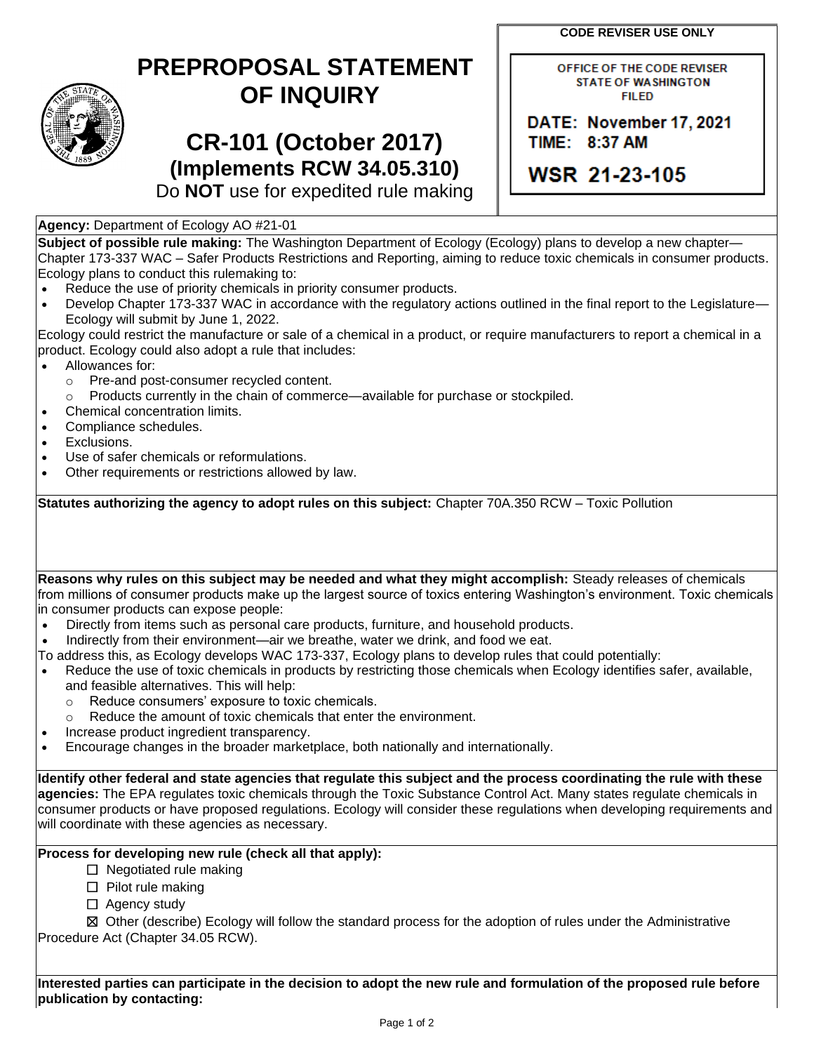# PREPROPOSAL STATEMENT OF INQUIRY

## CR-101 (October 2017)
### (Implements RCW 34.05.310)

Do **NOT** use for expedited rule making

**CODE REVISER USE ONLY**

OFFICE OF THE CODE REVISER
STATE OF WASHINGTON
FILED

DATE: November 17, 2021
TIME: 8:37 AM

WSR 21-23-105

**Agency:** Department of Ecology AO #21-01

**Subject of possible rule making:** The Washington Department of Ecology (Ecology) plans to develop a new chapter—Chapter 173-337 WAC – Safer Products Restrictions and Reporting, aiming to reduce toxic chemicals in consumer products. Ecology plans to conduct this rulemaking to:

- Reduce the use of priority chemicals in priority consumer products.
- Develop Chapter 173-337 WAC in accordance with the regulatory actions outlined in the final report to the Legislature—Ecology will submit by June 1, 2022.

Ecology could restrict the manufacture or sale of a chemical in a product, or require manufacturers to report a chemical in a product. Ecology could also adopt a rule that includes:

- Allowances for:
  - Pre-and post-consumer recycled content.
  - Products currently in the chain of commerce—available for purchase or stockpiled.
- Chemical concentration limits.
- Compliance schedules.
- Exclusions.
- Use of safer chemicals or reformulations.
- Other requirements or restrictions allowed by law.

**Statutes authorizing the agency to adopt rules on this subject:** Chapter 70A.350 RCW – Toxic Pollution

**Reasons why rules on this subject may be needed and what they might accomplish:** Steady releases of chemicals from millions of consumer products make up the largest source of toxics entering Washington's environment. Toxic chemicals in consumer products can expose people:

- Directly from items such as personal care products, furniture, and household products.
- Indirectly from their environment—air we breathe, water we drink, and food we eat.

To address this, as Ecology develops WAC 173-337, Ecology plans to develop rules that could potentially:

- Reduce the use of toxic chemicals in products by restricting those chemicals when Ecology identifies safer, available, and feasible alternatives. This will help:
  - Reduce consumers' exposure to toxic chemicals.
  - Reduce the amount of toxic chemicals that enter the environment.
- Increase product ingredient transparency.
- Encourage changes in the broader marketplace, both nationally and internationally.

**Identify other federal and state agencies that regulate this subject and the process coordinating the rule with these agencies:** The EPA regulates toxic chemicals through the Toxic Substance Control Act. Many states regulate chemicals in consumer products or have proposed regulations. Ecology will consider these regulations when developing requirements and will coordinate with these agencies as necessary.

**Process for developing new rule (check all that apply):**

☐ Negotiated rule making
☐ Pilot rule making
☐ Agency study
☒ Other (describe) Ecology will follow the standard process for the adoption of rules under the Administrative Procedure Act (Chapter 34.05 RCW).

**Interested parties can participate in the decision to adopt the new rule and formulation of the proposed rule before publication by contacting:**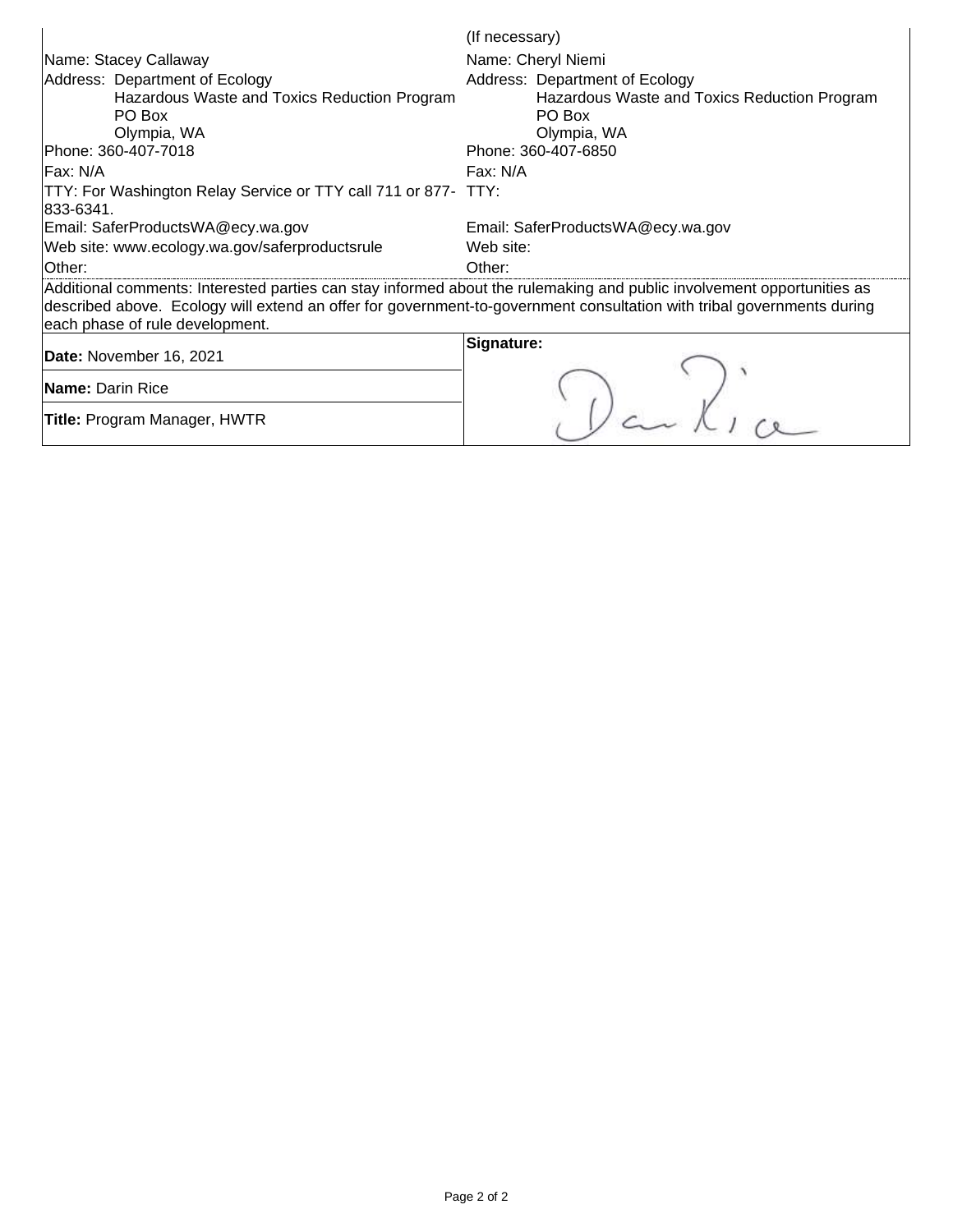| | (If necessary) |
|---|---|
| Name: Stacey Callaway | Name: Cheryl Niemi |
| Address: Department of Ecology<br>Hazardous Waste and Toxics Reduction Program<br>PO Box<br>Olympia, WA | Address: Department of Ecology<br>Hazardous Waste and Toxics Reduction Program<br>PO Box<br>Olympia, WA |
| Phone: 360-407-7018 | Phone: 360-407-6850 |
| Fax: N/A | Fax: N/A |
| TTY: For Washington Relay Service or TTY call 711 or 877-833-6341. | TTY: |
| Email: SaferProductsWA@ecy.wa.gov | Email: SaferProductsWA@ecy.wa.gov |
| Web site: www.ecology.wa.gov/saferproductsrule | Web site: |
| Other: | Other: |

Additional comments: Interested parties can stay informed about the rulemaking and public involvement opportunities as described above. Ecology will extend an offer for government-to-government consultation with tribal governments during each phase of rule development.

| | |
|---|---|
| **Date:** November 16, 2021 | **Signature:** |
| **Name:** Darin Rice | Darin Rice |
| **Title:** Program Manager, HWTR | |